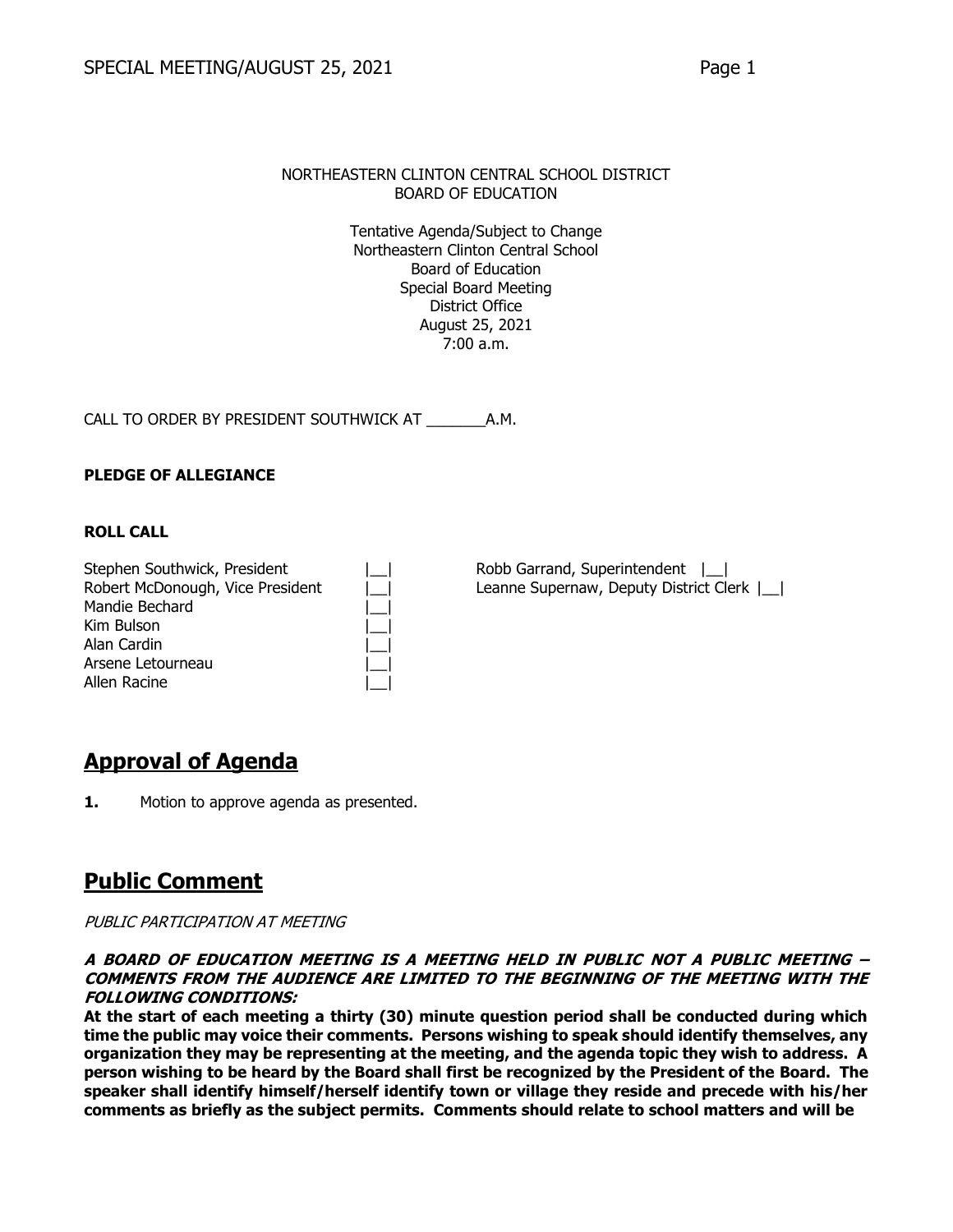NORTHEASTERN CLINTON CENTRAL SCHOOL DISTRICT
BOARD OF EDUCATION

Tentative Agenda/Subject to Change
Northeastern Clinton Central School
Board of Education
Special Board Meeting
District Office
August 25, 2021
7:00 a.m.

CALL TO ORDER BY PRESIDENT SOUTHWICK AT _______A.M.

**PLEDGE OF ALLEGIANCE**

**ROLL CALL**

| | | | |
|---|---|---|---|
| Stephen Southwick, President | \|__\| | Robb Garrand, Superintendent | \|__\| |
| Robert McDonough, Vice President | \|__\| | Leanne Supernaw, Deputy District Clerk | \|__\| |
| Mandie Bechard | \|__\| | | |
| Kim Bulson | \|__\| | | |
| Alan Cardin | \|__\| | | |
| Arsene Letourneau | \|__\| | | |
| Allen Racine | \|__\| | | |

# Approval of Agenda

**1.** Motion to approve agenda as presented.

# Public Comment

*PUBLIC PARTICIPATION AT MEETING*

***A BOARD OF EDUCATION MEETING IS A MEETING HELD IN PUBLIC NOT A PUBLIC MEETING – COMMENTS FROM THE AUDIENCE ARE LIMITED TO THE BEGINNING OF THE MEETING WITH THE FOLLOWING CONDITIONS:***

**At the start of each meeting a thirty (30) minute question period shall be conducted during which time the public may voice their comments. Persons wishing to speak should identify themselves, any organization they may be representing at the meeting, and the agenda topic they wish to address. A person wishing to be heard by the Board shall first be recognized by the President of the Board. The speaker shall identify himself/herself identify town or village they reside and precede with his/her comments as briefly as the subject permits. Comments should relate to school matters and will be**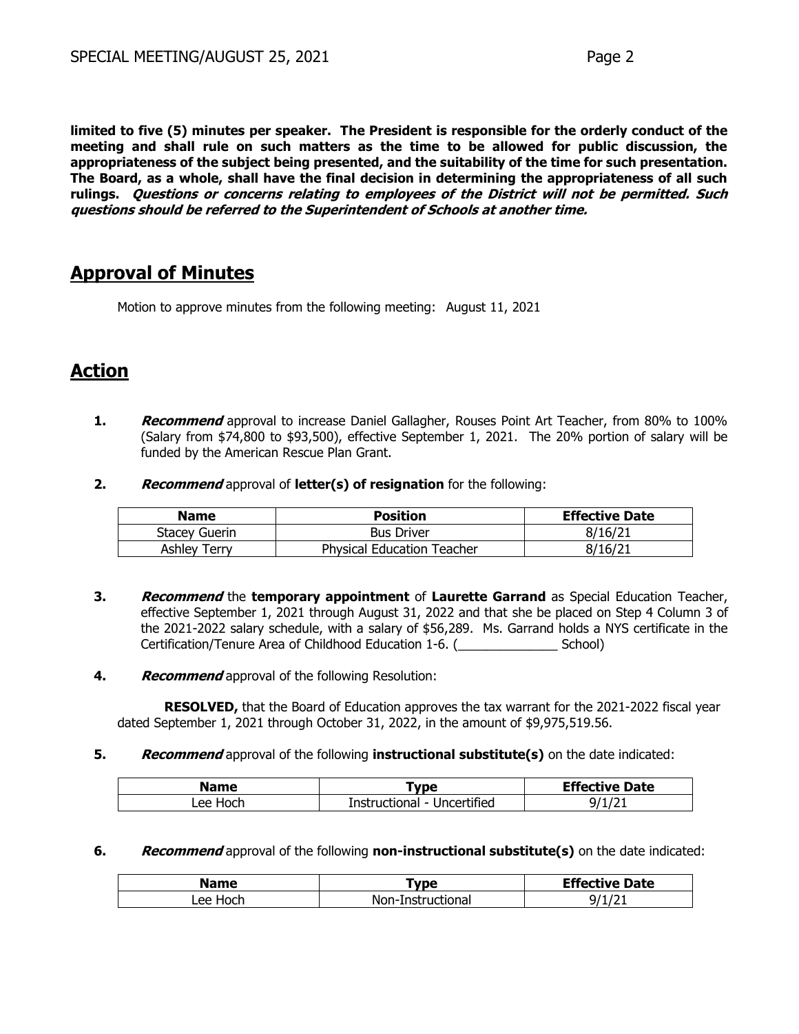**limited to five (5) minutes per speaker. The President is responsible for the orderly conduct of the meeting and shall rule on such matters as the time to be allowed for public discussion, the appropriateness of the subject being presented, and the suitability of the time for such presentation. The Board, as a whole, shall have the final decision in determining the appropriateness of all such rulings. *Questions or concerns relating to employees of the District will not be permitted. Such questions should be referred to the Superintendent of Schools at another time.***

## Approval of Minutes

Motion to approve minutes from the following meeting: August 11, 2021

## Action

**1.** ***Recommend*** approval to increase Daniel Gallagher, Rouses Point Art Teacher, from 80% to 100% (Salary from $74,800 to $93,500), effective September 1, 2021. The 20% portion of salary will be funded by the American Rescue Plan Grant.

**2.** ***Recommend*** approval of **letter(s) of resignation** for the following:

| Name | Position | Effective Date |
|---|---|---|
| Stacey Guerin | Bus Driver | 8/16/21 |
| Ashley Terry | Physical Education Teacher | 8/16/21 |

**3.** ***Recommend*** the **temporary appointment** of **Laurette Garrand** as Special Education Teacher, effective September 1, 2021 through August 31, 2022 and that she be placed on Step 4 Column 3 of the 2021-2022 salary schedule, with a salary of $56,289. Ms. Garrand holds a NYS certificate in the Certification/Tenure Area of Childhood Education 1-6. (______________ School)

**4.** ***Recommend*** approval of the following Resolution:

**RESOLVED,** that the Board of Education approves the tax warrant for the 2021-2022 fiscal year dated September 1, 2021 through October 31, 2022, in the amount of $9,975,519.56.

**5.** ***Recommend*** approval of the following **instructional substitute(s)** on the date indicated:

| Name | Type | Effective Date |
|---|---|---|
| Lee Hoch | Instructional - Uncertified | 9/1/21 |

**6.** ***Recommend*** approval of the following **non-instructional substitute(s)** on the date indicated:

| Name | Type | Effective Date |
|---|---|---|
| Lee Hoch | Non-Instructional | 9/1/21 |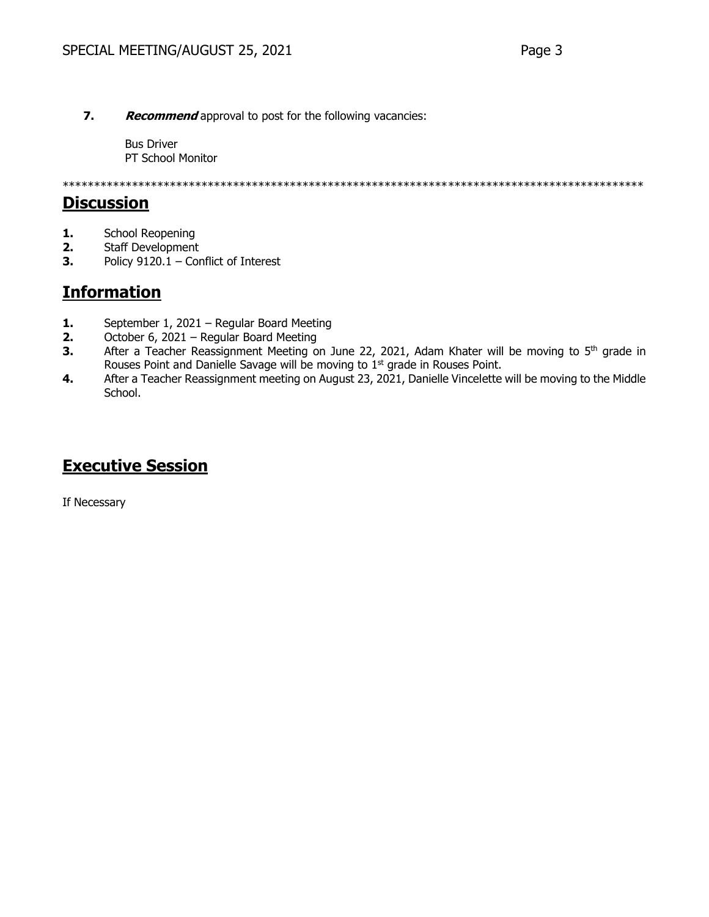7. ***Recommend*** approval to post for the following vacancies:

    Bus Driver
    PT School Monitor

**********************************************************************************************

## Discussion

1. School Reopening
2. Staff Development
3. Policy 9120.1 – Conflict of Interest

## Information

1. September 1, 2021 – Regular Board Meeting
2. October 6, 2021 – Regular Board Meeting
3. After a Teacher Reassignment Meeting on June 22, 2021, Adam Khater will be moving to 5th grade in Rouses Point and Danielle Savage will be moving to 1st grade in Rouses Point.
4. After a Teacher Reassignment meeting on August 23, 2021, Danielle Vincelette will be moving to the Middle School.

## Executive Session

If Necessary